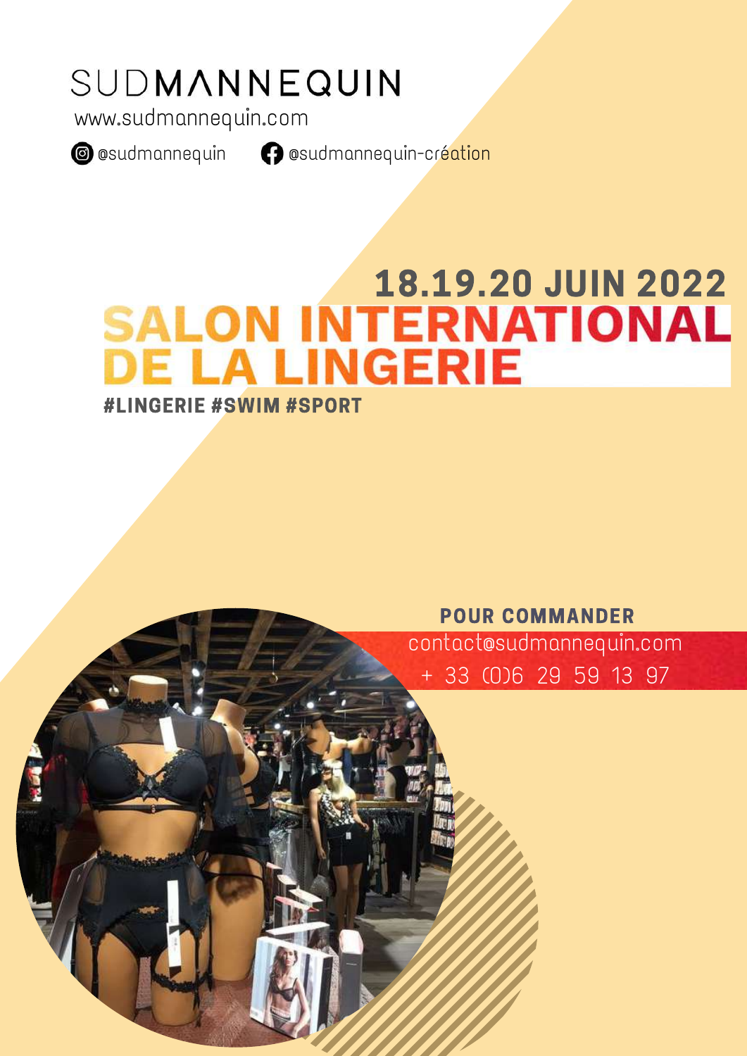# SUDMANNEQUIN

www.sudmannequin.com

@sudmannequin @sudmannequin-création

## 18.19.20 JUIN 2022

# SALON INTERNATIONAL DE LA LINGERIE

**#LINGERIE #SWIM #SPORT**

**POUR COMMANDER**

contact@sudmannequin.com

+ 33 (0)6 29 59 13 97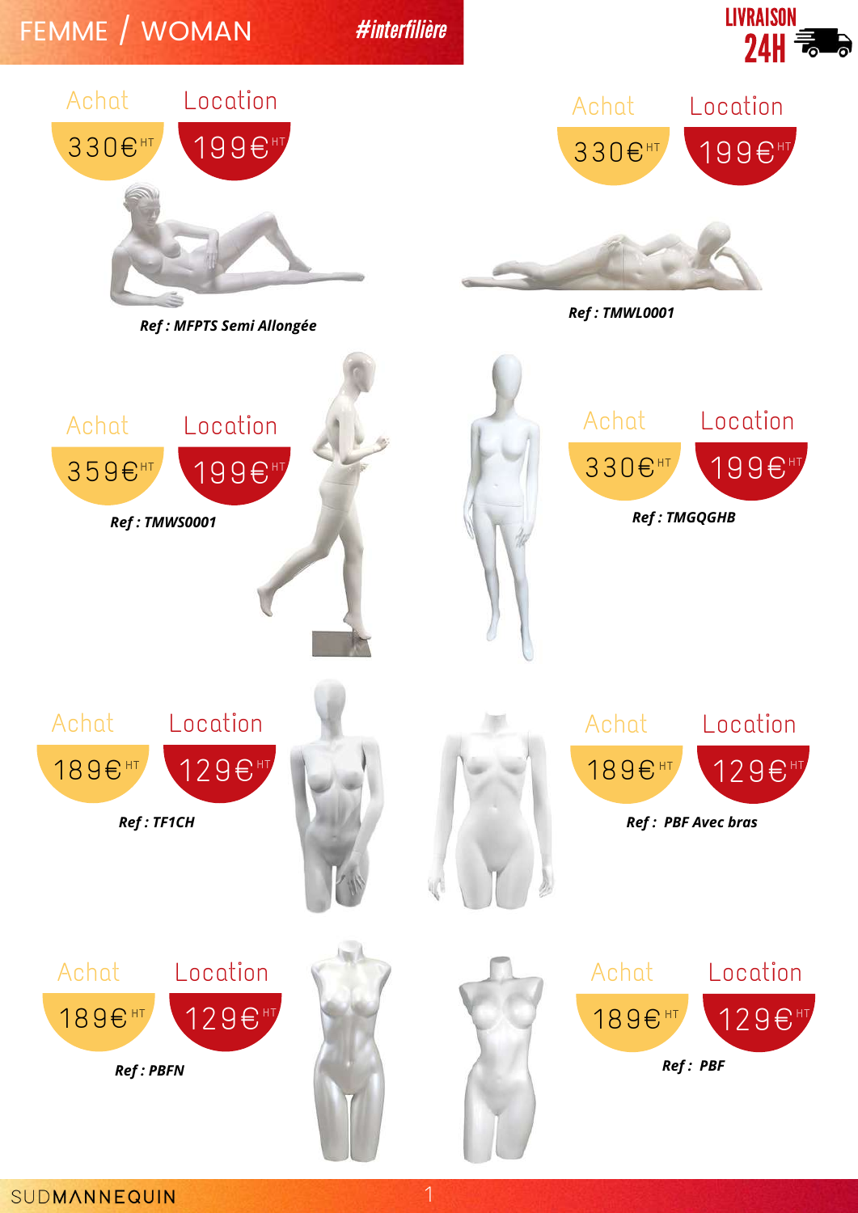# FEMME / WOMAN

#interfilière

LIVRAISON 24H

| Ref | Achat | Location |
|---|---|---|
| MFPTS Semi Allongée | 330€ HT | 199€ HT |
| TMWL0001 | 330€ HT | 199€ HT |
| TMWS0001 | 359€ HT | 199€ HT |
| TMGQGHB | 330€ HT | 199€ HT |
| TF1CH | 189€ HT | 129€ HT |
| PBF Avec bras | 189€ HT | 129€ HT |
| PBFN | 189€ HT | 129€ HT |
| PBF | 189€ HT | 129€ HT |

SUDMANNEQUIN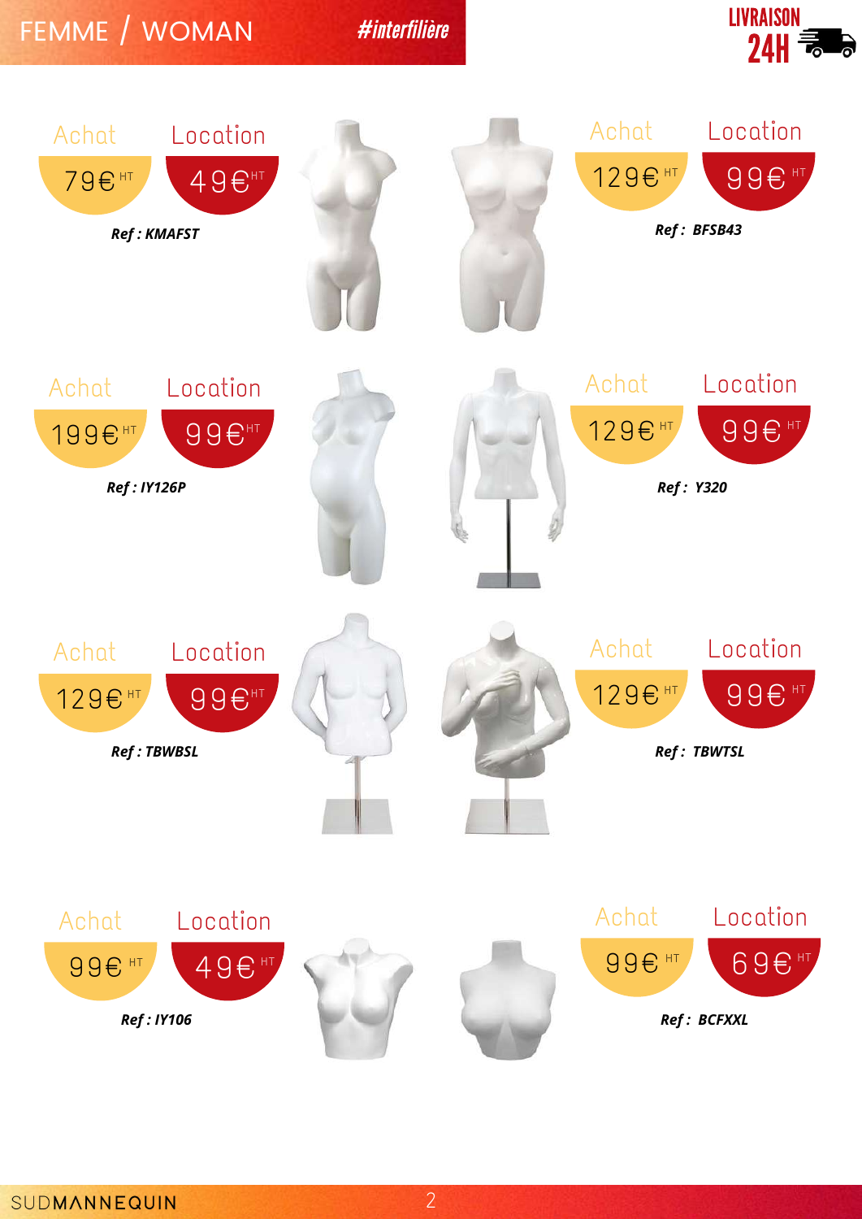# FEMME / WOMAN

#interfilière

LIVRAISON 24H

Achat 79€ HT — Location 49€ HT

**Ref : KMAFST**

Achat 129€ HT — Location 99€ HT

**Ref : BFSB43**

Achat 199€ HT — Location 99€ HT

**Ref : IY126P**

Achat 129€ HT — Location 99€ HT

**Ref : Y320**

Achat 129€ HT — Location 99€ HT

**Ref : TBWBSL**

Achat 129€ HT — Location 99€ HT

**Ref : TBWTSL**

Achat 99€ HT — Location 49€ HT

**Ref : IY106**

Achat 99€ HT — Location 69€ HT

**Ref : BCFXXL**

SUDMANNEQUIN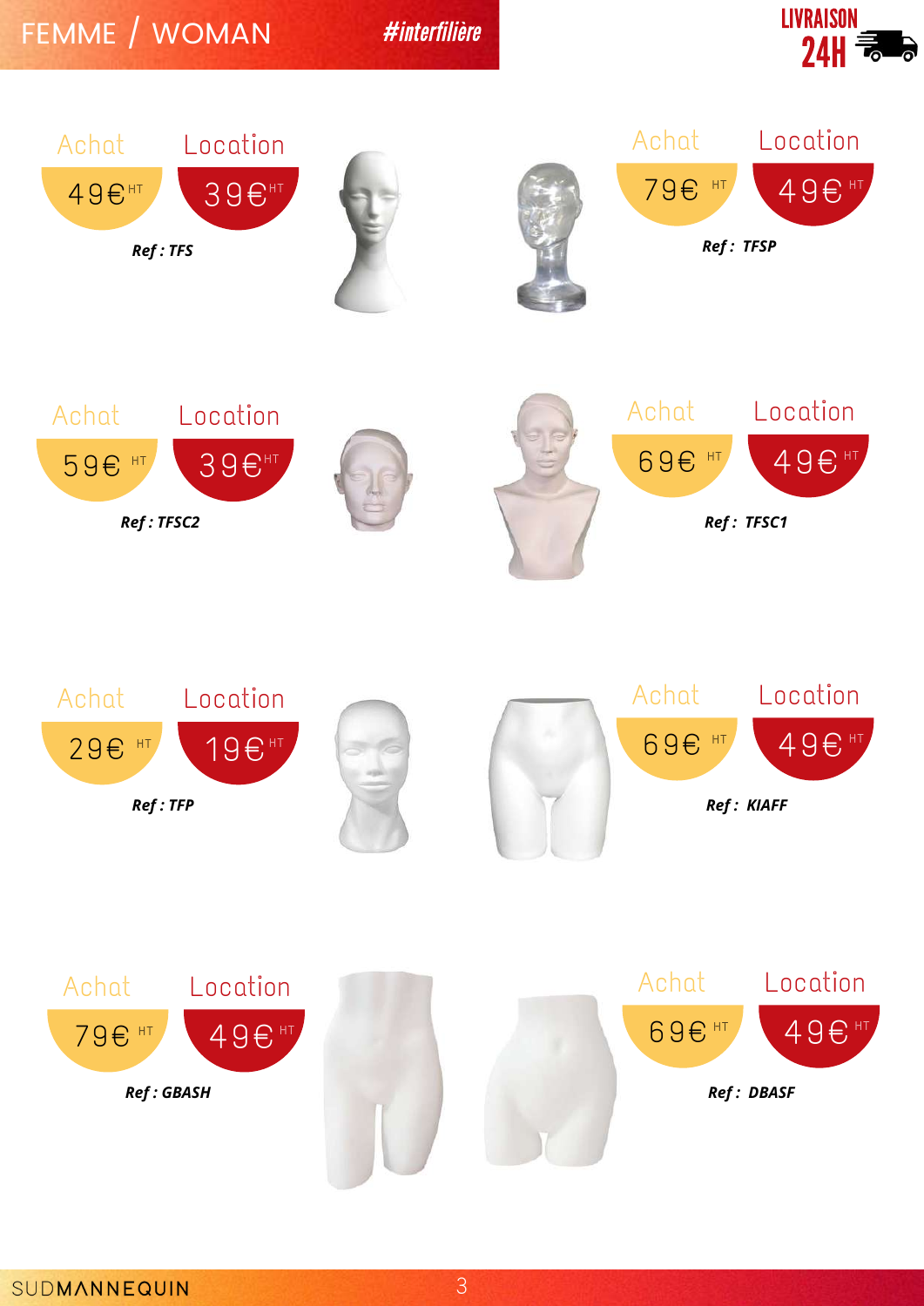# FEMME / WOMAN

#interfilière

LIVRAISON 24H

Achat 49€ HT — Location 39€ HT

**Ref : TFS**

Achat 79€ HT — Location 49€ HT

**Ref : TFSP**

Achat 59€ HT — Location 39€ HT

**Ref : TFSC2**

Achat 69€ HT — Location 49€ HT

**Ref : TFSC1**

Achat 29€ HT — Location 19€ HT

**Ref : TFP**

Achat 69€ HT — Location 49€ HT

**Ref : KIAFF**

Achat 79€ HT — Location 49€ HT

**Ref : GBASH**

Achat 69€ HT — Location 49€ HT

**Ref : DBASF**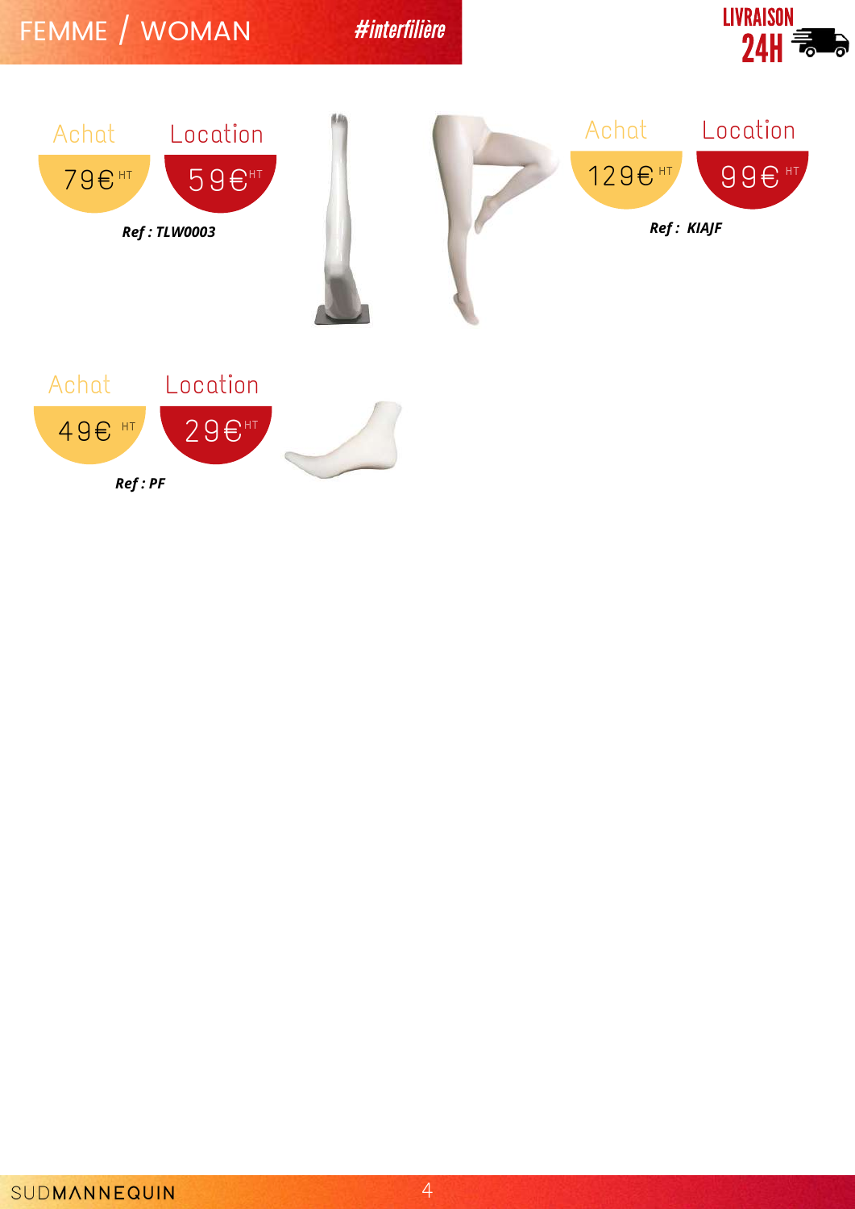# FEMME / WOMAN

#interfilière

LIVRAISON 24H

Achat 79€ HT — Location 59€ HT

***Ref : TLW0003***

Achat 129€ HT — Location 99€ HT

***Ref : KIAJF***

Achat 49€ HT — Location 29€ HT

***Ref : PF***

SUDMANNEQUIN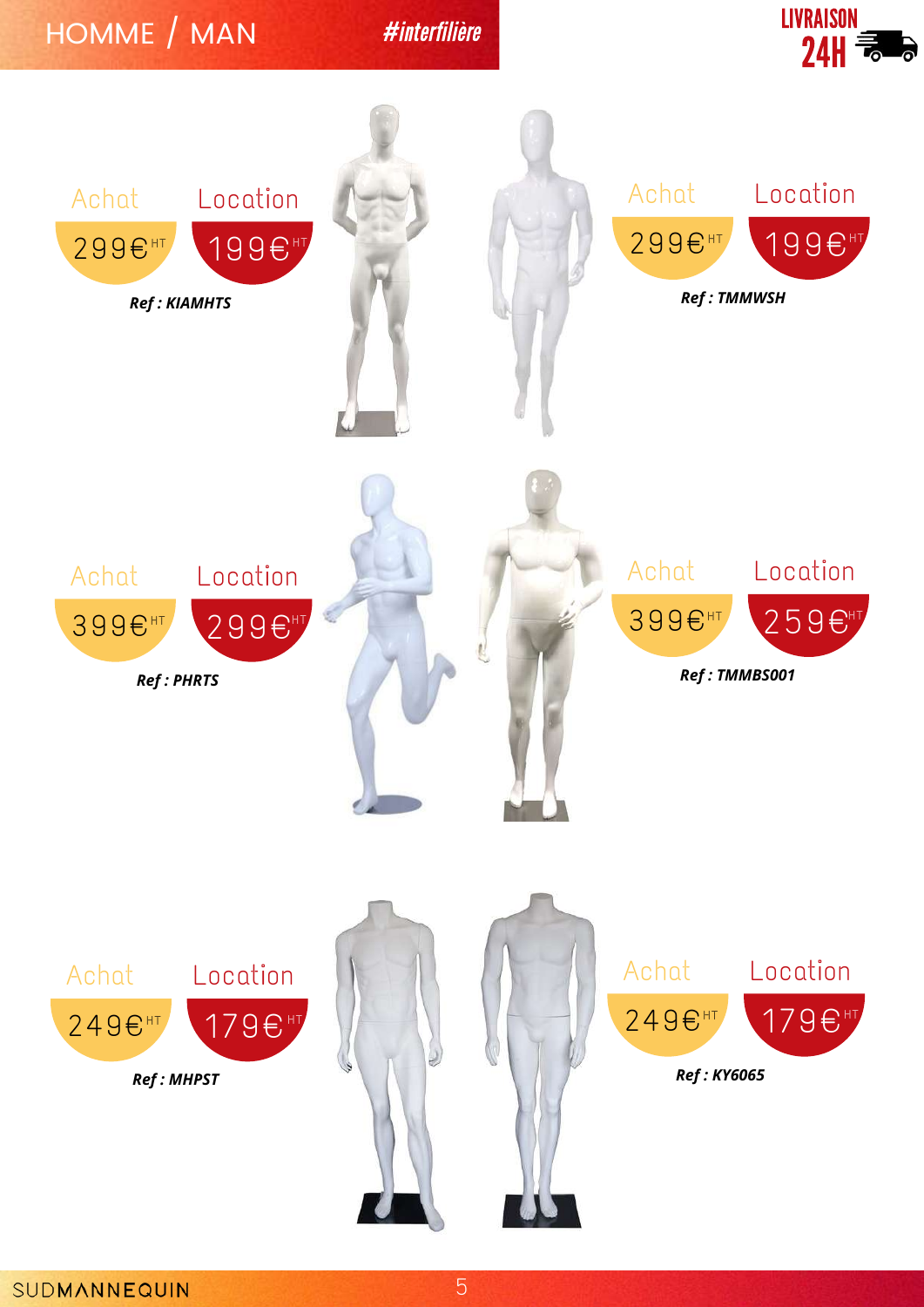# HOMME / MAN

#interfilière

LIVRAISON 24H

| Achat | Location |
| --- | --- |
| 299€ HT | 199€ HT |

**Ref : KIAMHTS**

| Achat | Location |
| --- | --- |
| 299€ HT | 199€ HT |

**Ref : TMMWSH**

| Achat | Location |
| --- | --- |
| 399€ HT | 299€ HT |

**Ref : PHRTS**

| Achat | Location |
| --- | --- |
| 399€ HT | 259€ HT |

**Ref : TMMBS001**

| Achat | Location |
| --- | --- |
| 249€ HT | 179€ HT |

**Ref : MHPST**

| Achat | Location |
| --- | --- |
| 249€ HT | 179€ HT |

**Ref : KY6065**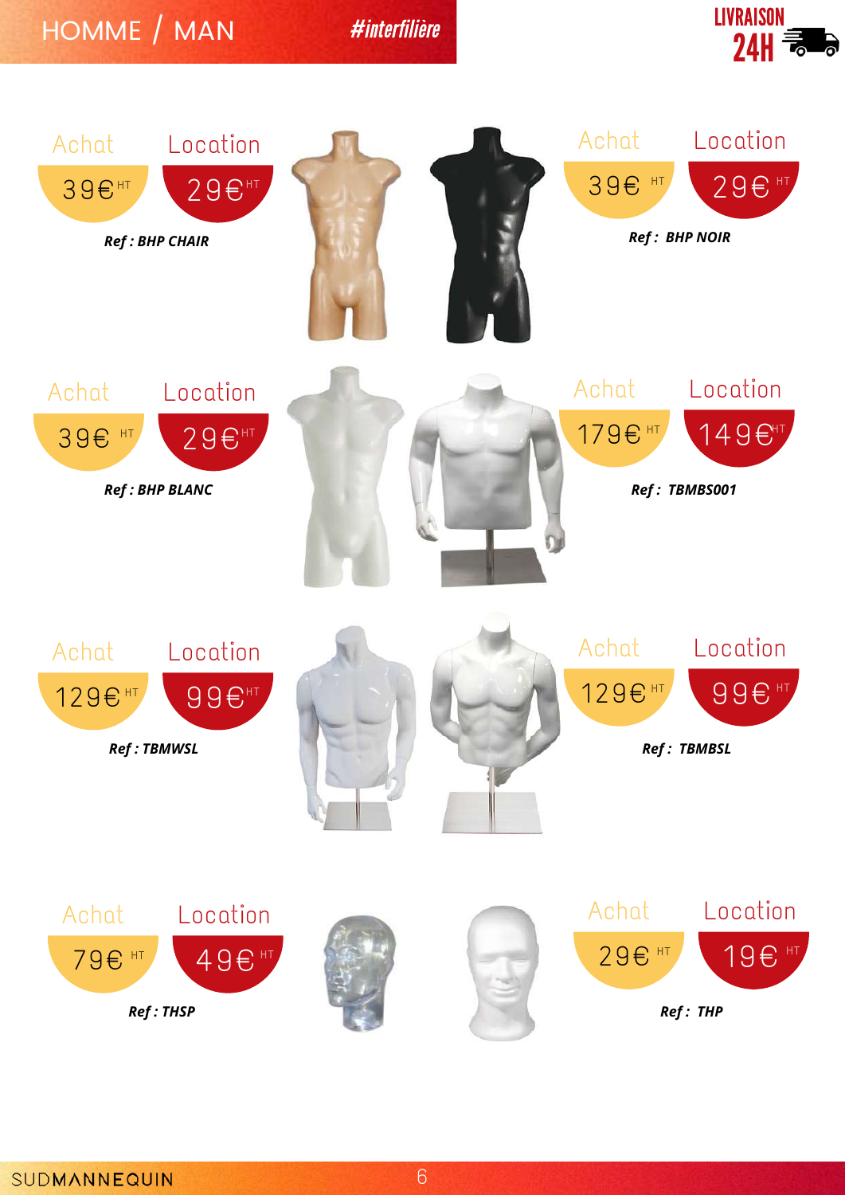# HOMME / MAN

#interfilière

LIVRAISON 24H

| Ref | Achat | Location |
|---|---|---|
| BHP CHAIR | 39€ HT | 29€ HT |
| BHP NOIR | 39€ HT | 29€ HT |
| BHP BLANC | 39€ HT | 29€ HT |
| TBMBS001 | 179€ HT | 149€ HT |
| TBMWSL | 129€ HT | 99€ HT |
| TBMBSL | 129€ HT | 99€ HT |
| THSP | 79€ HT | 49€ HT |
| THP | 29€ HT | 19€ HT |

SUDMANNEQUIN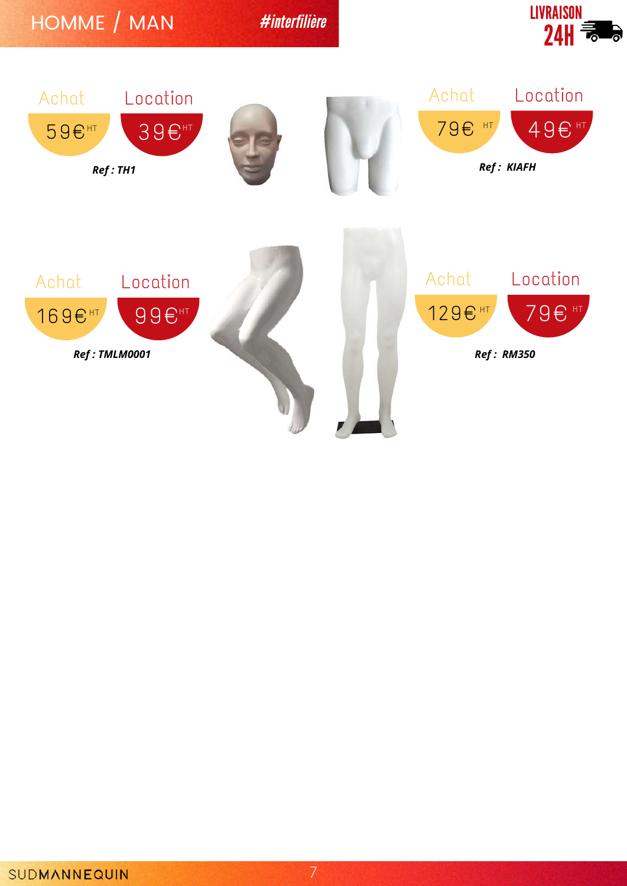# HOMME / MAN

#interfilière

LIVRAISON 24H

Achat 59€ HT — Location 39€ HT

***Ref : TH1***

Achat 79€ HT — Location 49€ HT

***Ref : KIAFH***

Achat 169€ HT — Location 99€ HT

***Ref : TMLM0001***

Achat 129€ HT — Location 79€ HT

***Ref : RM350***

SUDMANNEQUIN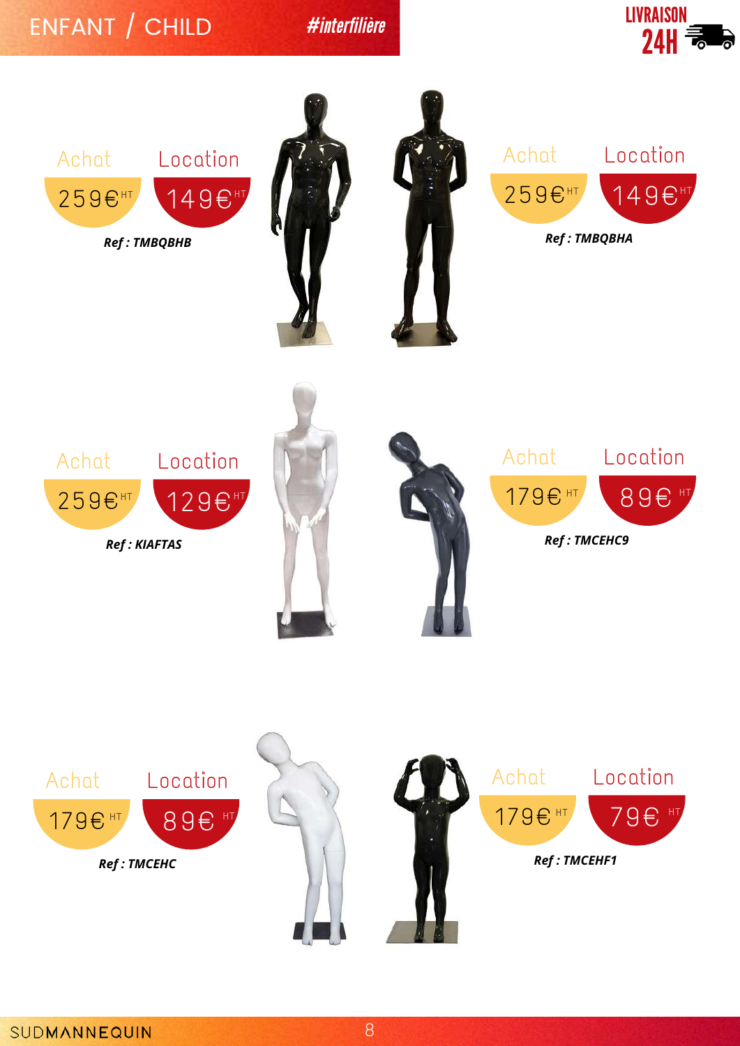# ENFANT / CHILD

#interfilière

LIVRAISON 24H

Achat 259€ HT | Location 149€ HT

***Ref : TMBQBHB***

Achat 259€ HT | Location 149€ HT

***Ref : TMBQBHA***

Achat 259€ HT | Location 129€ HT

***Ref : KIAFTAS***

Achat 179€ HT | Location 89€ HT

***Ref : TMCEHC9***

Achat 179€ HT | Location 89€ HT

***Ref : TMCEHC***

Achat 179€ HT | Location 79€ HT

***Ref : TMCEHF1***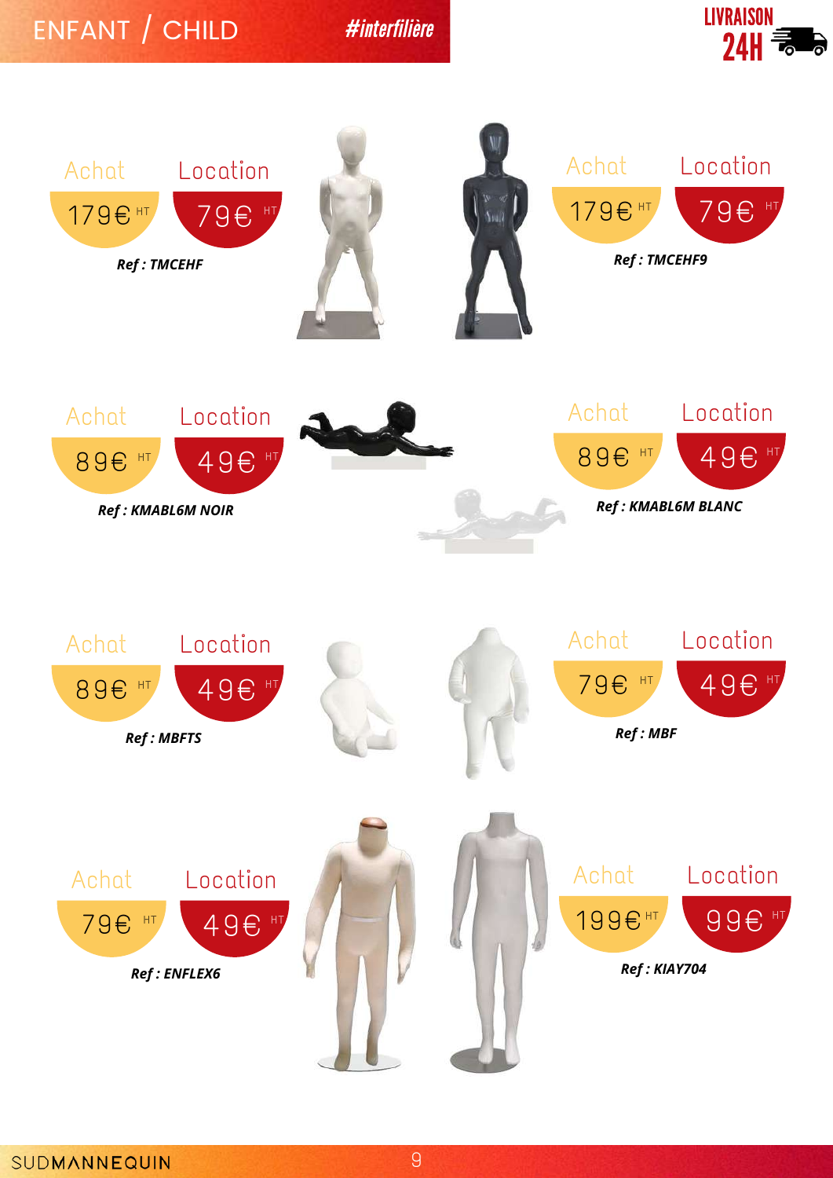# ENFANT / CHILD

#interfilière

LIVRAISON 24H

| Ref | Achat | Location |
|---|---|---|
| TMCEHF | 179€ HT | 79€ HT |
| TMCEHF9 | 179€ HT | 79€ HT |
| KMABL6M NOIR | 89€ HT | 49€ HT |
| KMABL6M BLANC | 89€ HT | 49€ HT |
| MBFTS | 89€ HT | 49€ HT |
| MBF | 79€ HT | 49€ HT |
| ENFLEX6 | 79€ HT | 49€ HT |
| KIAY704 | 199€ HT | 99€ HT |

SUDMANNEQUIN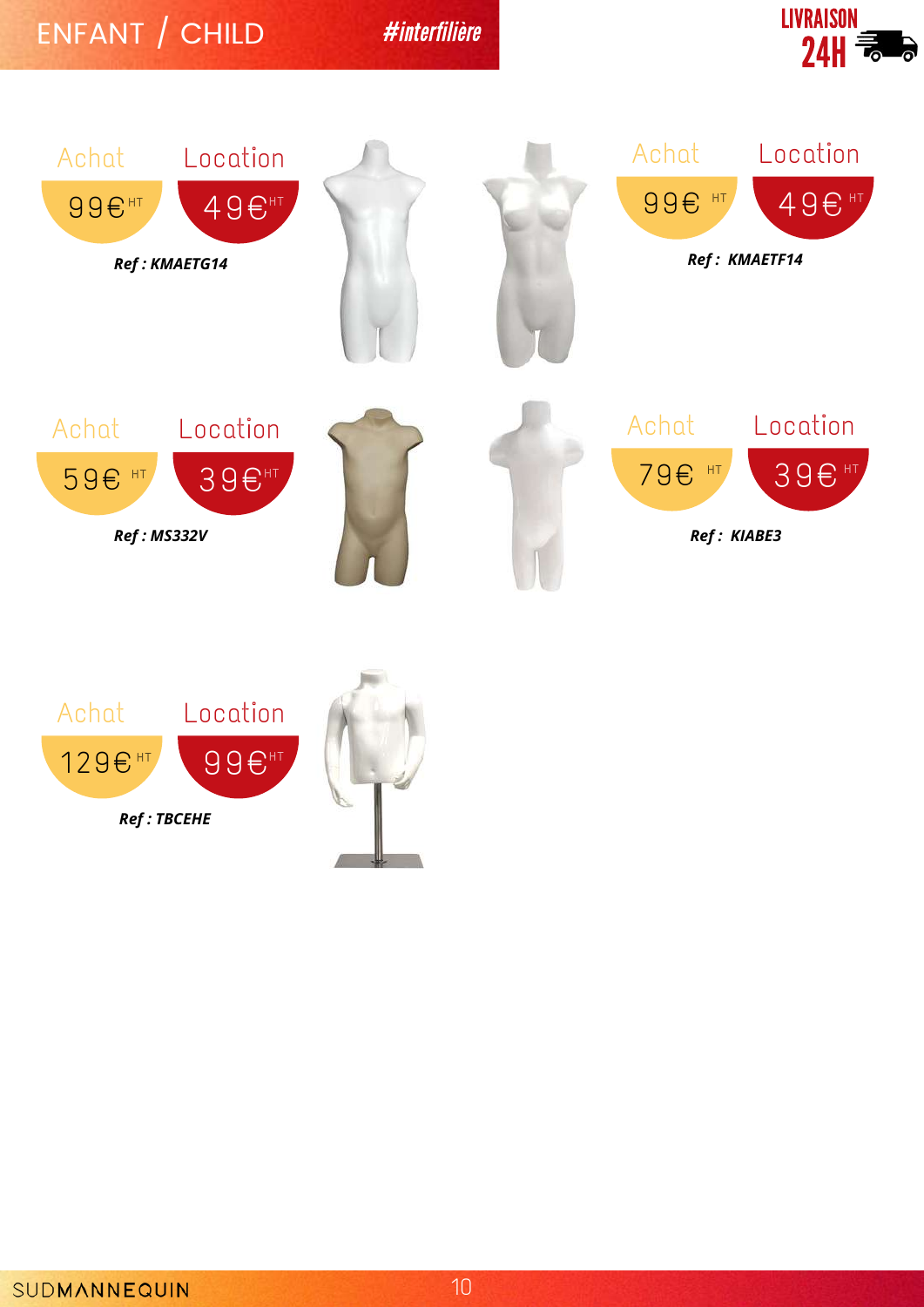# ENFANT / CHILD

#interfilière

LIVRAISON 24H

| Achat | Location |
|---|---|
| 99€ HT | 49€ HT |

***Ref : KMAETG14***

| Achat | Location |
|---|---|
| 99€ HT | 49€ HT |

***Ref : KMAETF14***

| Achat | Location |
|---|---|
| 59€ HT | 39€ HT |

***Ref : MS332V***

| Achat | Location |
|---|---|
| 79€ HT | 39€ HT |

***Ref : KIABE3***

| Achat | Location |
|---|---|
| 129€ HT | 99€ HT |

***Ref : TBCEHE***

SUDMANNEQUIN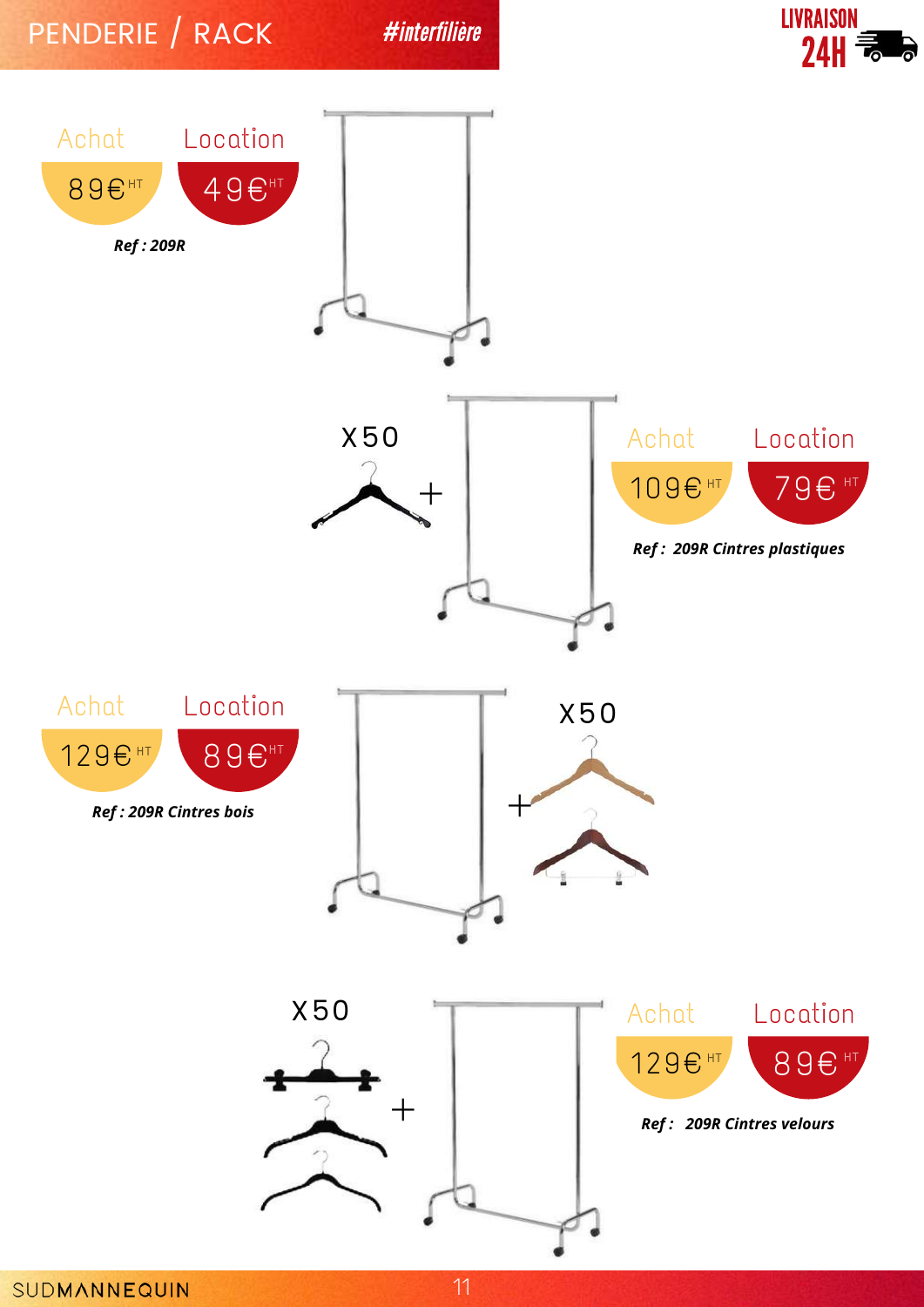# PENDERIE / RACK

#interfilière

LIVRAISON 24H

Achat 89€ HT

Location 49€ HT

***Ref : 209R***

X50

Achat 109€ HT

Location 79€ HT

***Ref : 209R Cintres plastiques***

Achat 129€ HT

Location 89€ HT

***Ref : 209R Cintres bois***

X50

X50

Achat 129€ HT

Location 89€ HT

***Ref : 209R Cintres velours***

SUDMANNEQUIN